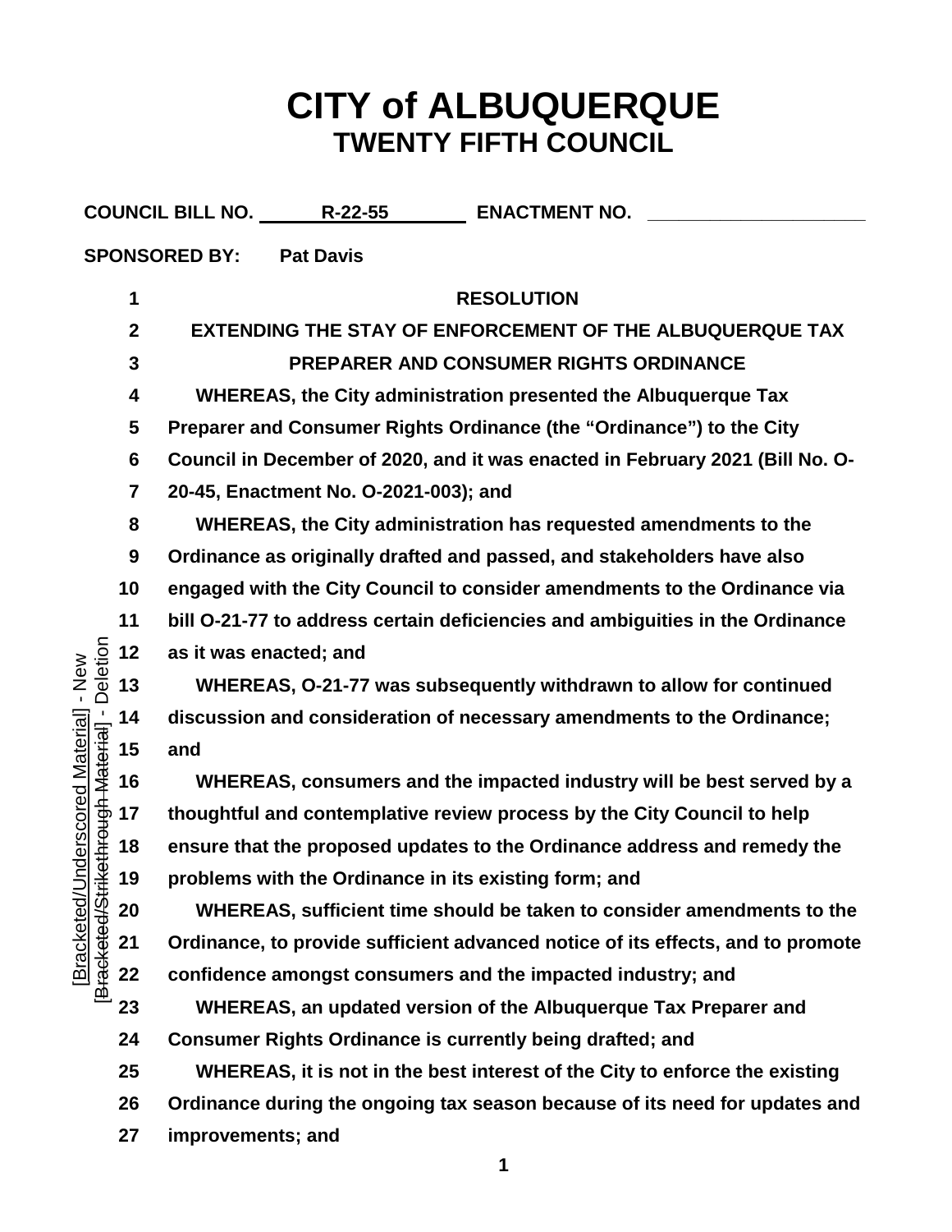# CITY of ALBUQUERQUE
## TWENTY FIFTH COUNCIL

**COUNCIL BILL NO.** R-22-55 **ENACTMENT NO.** ____________________

**SPONSORED BY:** Pat Davis

**RESOLUTION**

**EXTENDING THE STAY OF ENFORCEMENT OF THE ALBUQUERQUE TAX PREPARER AND CONSUMER RIGHTS ORDINANCE**

**WHEREAS, the City administration presented the Albuquerque Tax Preparer and Consumer Rights Ordinance (the "Ordinance") to the City Council in December of 2020, and it was enacted in February 2021 (Bill No. O-20-45, Enactment No. O-2021-003); and**

**WHEREAS, the City administration has requested amendments to the Ordinance as originally drafted and passed, and stakeholders have also engaged with the City Council to consider amendments to the Ordinance via bill O-21-77 to address certain deficiencies and ambiguities in the Ordinance as it was enacted; and**

**WHEREAS, O-21-77 was subsequently withdrawn to allow for continued discussion and consideration of necessary amendments to the Ordinance; and**

**WHEREAS, consumers and the impacted industry will be best served by a thoughtful and contemplative review process by the City Council to help ensure that the proposed updates to the Ordinance address and remedy the problems with the Ordinance in its existing form; and**

**WHEREAS, sufficient time should be taken to consider amendments to the Ordinance, to provide sufficient advanced notice of its effects, and to promote confidence amongst consumers and the impacted industry; and**

**WHEREAS, an updated version of the Albuquerque Tax Preparer and Consumer Rights Ordinance is currently being drafted; and**

**WHEREAS, it is not in the best interest of the City to enforce the existing Ordinance during the ongoing tax season because of its need for updates and improvements; and**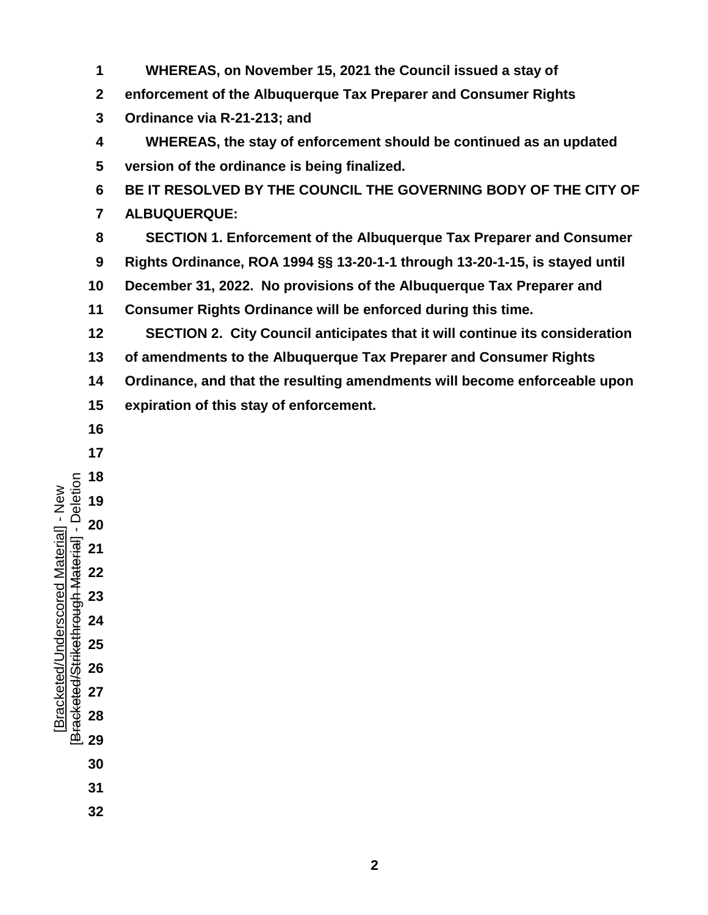**WHEREAS, on November 15, 2021 the Council issued a stay of enforcement of the Albuquerque Tax Preparer and Consumer Rights Ordinance via R-21-213; and**

**WHEREAS, the stay of enforcement should be continued as an updated version of the ordinance is being finalized.**

**BE IT RESOLVED BY THE COUNCIL THE GOVERNING BODY OF THE CITY OF ALBUQUERQUE:**

**SECTION 1. Enforcement of the Albuquerque Tax Preparer and Consumer Rights Ordinance, ROA 1994 §§ 13-20-1-1 through 13-20-1-15, is stayed until December 31, 2022. No provisions of the Albuquerque Tax Preparer and Consumer Rights Ordinance will be enforced during this time.**

**SECTION 2. City Council anticipates that it will continue its consideration of amendments to the Albuquerque Tax Preparer and Consumer Rights Ordinance, and that the resulting amendments will become enforceable upon expiration of this stay of enforcement.**

[Bracketed/Underscored Material] - New
[~~Bracketed/Strikethrough Material~~] - Deletion